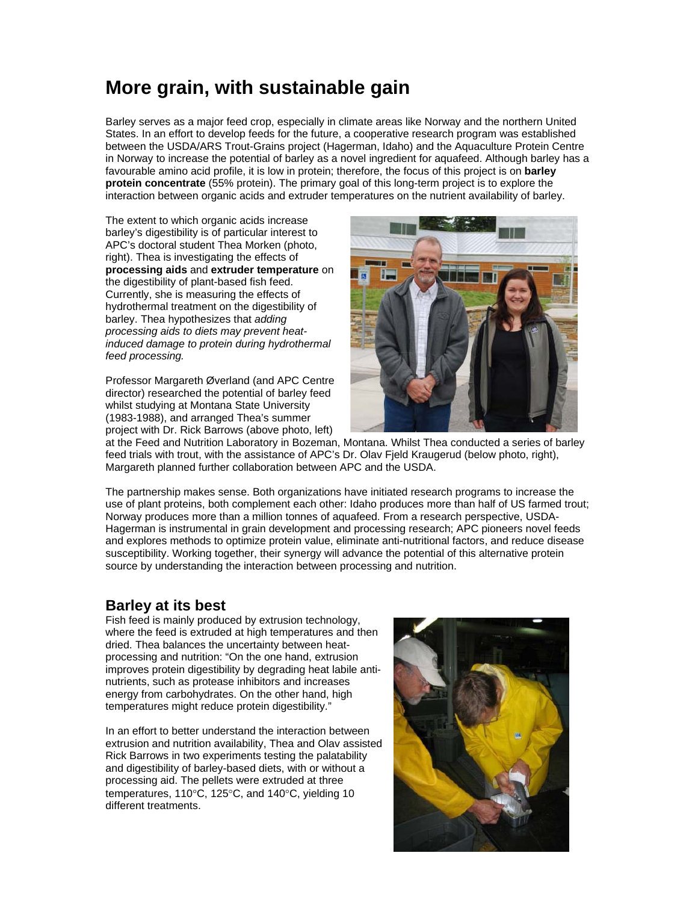# More grain, with sustainable gain

Barley serves as a major feed crop, especially in climate areas like Norway and the northern United States. In an effort to develop feeds for the future, a cooperative research program was established between the USDA/ARS Trout-Grains project (Hagerman, Idaho) and the Aquaculture Protein Centre in Norway to increase the potential of barley as a novel ingredient for aquafeed. Although barley has a favourable amino acid profile, it is low in protein; therefore, the focus of this project is on **barley protein concentrate** (55% protein). The primary goal of this long-term project is to explore the interaction between organic acids and extruder temperatures on the nutrient availability of barley.

The extent to which organic acids increase barley's digestibility is of particular interest to APC's doctoral student Thea Morken (photo, right). Thea is investigating the effects of **processing aids** and **extruder temperature** on the digestibility of plant-based fish feed. Currently, she is measuring the effects of hydrothermal treatment on the digestibility of barley. Thea hypothesizes that *adding processing aids to diets may prevent heat-induced damage to protein during hydrothermal feed processing.*

Professor Margareth Øverland (and APC Centre director) researched the potential of barley feed whilst studying at Montana State University (1983-1988), and arranged Thea's summer project with Dr. Rick Barrows (above photo, left) at the Feed and Nutrition Laboratory in Bozeman, Montana. Whilst Thea conducted a series of barley feed trials with trout, with the assistance of APC's Dr. Olav Fjeld Kraugerud (below photo, right), Margareth planned further collaboration between APC and the USDA.

The partnership makes sense. Both organizations have initiated research programs to increase the use of plant proteins, both complement each other: Idaho produces more than half of US farmed trout; Norway produces more than a million tonnes of aquafeed. From a research perspective, USDA-Hagerman is instrumental in grain development and processing research; APC pioneers novel feeds and explores methods to optimize protein value, eliminate anti-nutritional factors, and reduce disease susceptibility. Working together, their synergy will advance the potential of this alternative protein source by understanding the interaction between processing and nutrition.

## Barley at its best

Fish feed is mainly produced by extrusion technology, where the feed is extruded at high temperatures and then dried. Thea balances the uncertainty between heat-processing and nutrition: "On the one hand, extrusion improves protein digestibility by degrading heat labile anti-nutrients, such as protease inhibitors and increases energy from carbohydrates. On the other hand, high temperatures might reduce protein digestibility."

In an effort to better understand the interaction between extrusion and nutrition availability, Thea and Olav assisted Rick Barrows in two experiments testing the palatability and digestibility of barley-based diets, with or without a processing aid. The pellets were extruded at three temperatures, 110°C, 125°C, and 140°C, yielding 10 different treatments.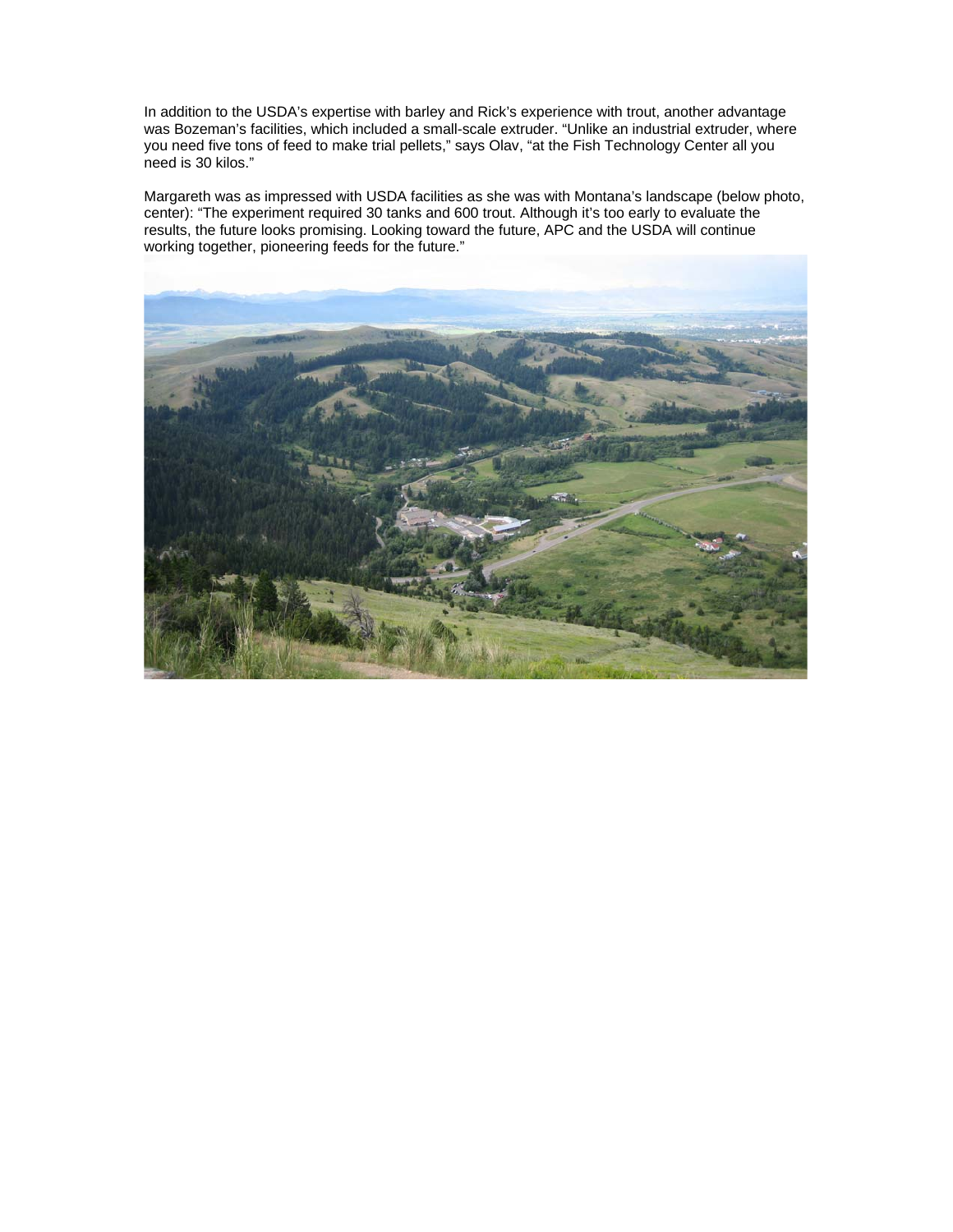In addition to the USDA's expertise with barley and Rick's experience with trout, another advantage was Bozeman's facilities, which included a small-scale extruder. "Unlike an industrial extruder, where you need five tons of feed to make trial pellets," says Olav, "at the Fish Technology Center all you need is 30 kilos."

Margareth was as impressed with USDA facilities as she was with Montana's landscape (below photo, center): "The experiment required 30 tanks and 600 trout. Although it's too early to evaluate the results, the future looks promising. Looking toward the future, APC and the USDA will continue working together, pioneering feeds for the future."